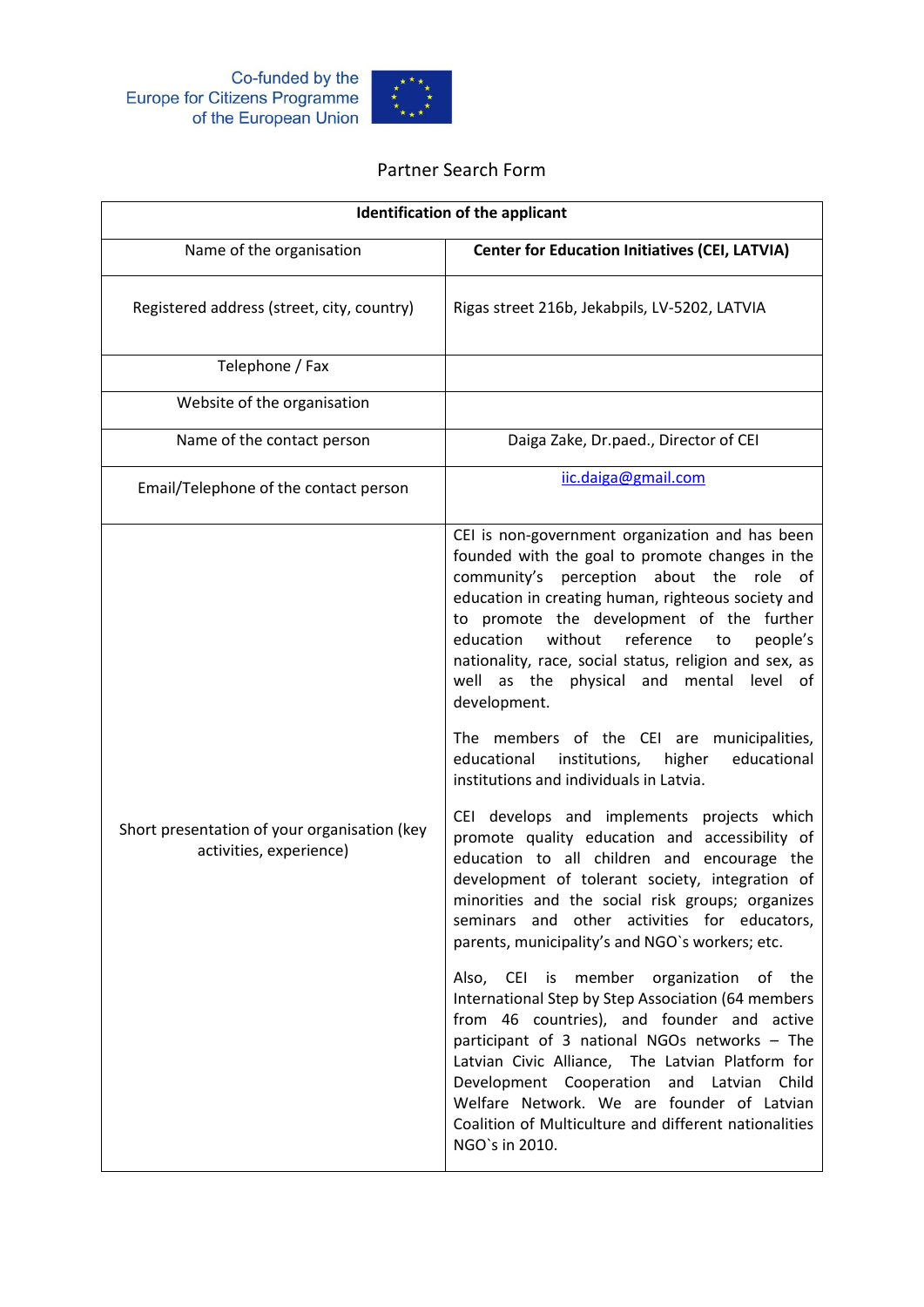Co-funded by the Europe for Citizens Programme of the European Union

# Partner Search Form

| Identification of the applicant | |
|---|---|
| Name of the organisation | **Center for Education Initiatives (CEI, LATVIA)** |
| Registered address (street, city, country) | Rigas street 216b, Jekabpils, LV-5202, LATVIA |
| Telephone / Fax | |
| Website of the organisation | |
| Name of the contact person | Daiga Zake, Dr.paed., Director of CEI |
| Email/Telephone of the contact person | iic.daiga@gmail.com |
| Short presentation of your organisation (key activities, experience) | CEI is non-government organization and has been founded with the goal to promote changes in the community's perception about the role of education in creating human, righteous society and to promote the development of the further education without reference to people's nationality, race, social status, religion and sex, as well as the physical and mental level of development.<br><br>The members of the CEI are municipalities, educational institutions, higher educational institutions and individuals in Latvia.<br><br>CEI develops and implements projects which promote quality education and accessibility of education to all children and encourage the development of tolerant society, integration of minorities and the social risk groups; organizes seminars and other activities for educators, parents, municipality's and NGO`s workers; etc.<br><br>Also, CEI is member organization of the International Step by Step Association (64 members from 46 countries), and founder and active participant of 3 national NGOs networks – The Latvian Civic Alliance, The Latvian Platform for Development Cooperation and Latvian Child Welfare Network. We are founder of Latvian Coalition of Multiculture and different nationalities NGO`s in 2010. |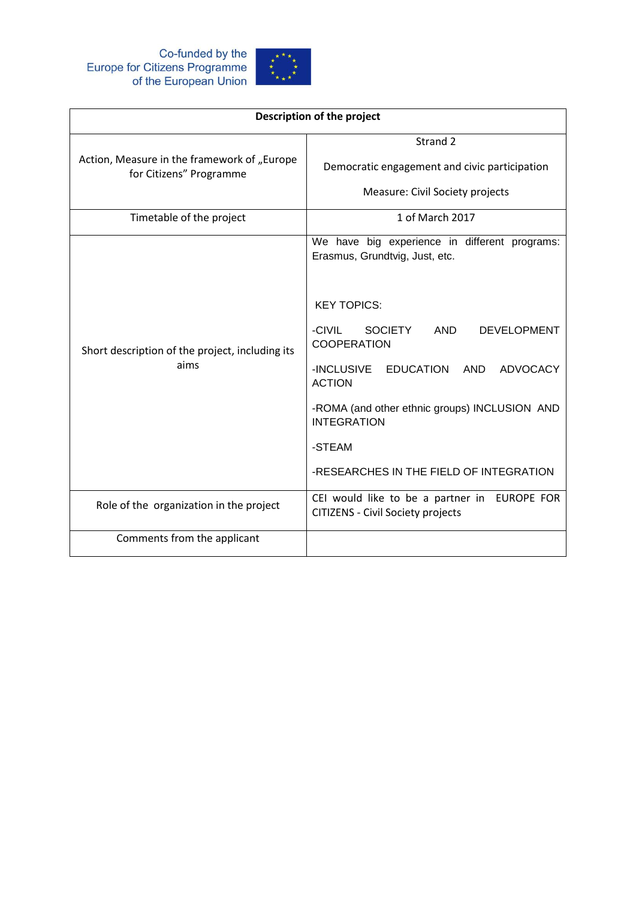Co-funded by the
Europe for Citizens Programme
of the European Union

| Description of the project | |
|---|---|
| Action, Measure in the framework of „Europe for Citizens" Programme | Strand 2<br><br>Democratic engagement and civic participation<br><br>Measure: Civil Society projects |
| Timetable of the project | 1 of March 2017 |
| Short description of the project, including its aims | We have big experience in different programs: Erasmus, Grundtvig, Just, etc.<br><br>KEY TOPICS:<br><br>-CIVIL SOCIETY AND DEVELOPMENT COOPERATION<br><br>-INCLUSIVE EDUCATION AND ADVOCACY ACTION<br><br>-ROMA (and other ethnic groups) INCLUSION AND INTEGRATION<br><br>-STEAM<br><br>-RESEARCHES IN THE FIELD OF INTEGRATION |
| Role of the organization in the project | CEI would like to be a partner in EUROPE FOR CITIZENS - Civil Society projects |
| Comments from the applicant | |